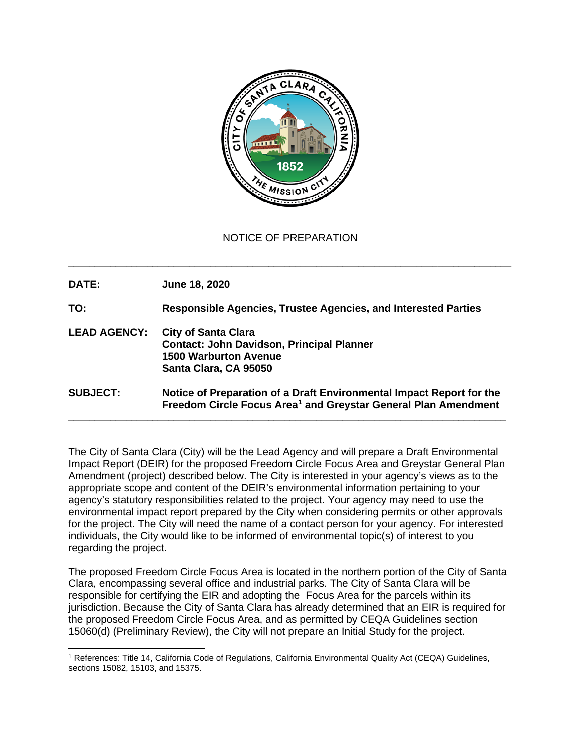NOTICE OF PREPARATION

---

**DATE:** **June 18, 2020**

**TO:** **Responsible Agencies, Trustee Agencies, and Interested Parties**

**LEAD AGENCY:** **City of Santa Clara**
**Contact: John Davidson, Principal Planner**
**1500 Warburton Avenue**
**Santa Clara, CA 95050**

**SUBJECT:** **Notice of Preparation of a Draft Environmental Impact Report for the Freedom Circle Focus Area[1] and Greystar General Plan Amendment**

---

The City of Santa Clara (City) will be the Lead Agency and will prepare a Draft Environmental Impact Report (DEIR) for the proposed Freedom Circle Focus Area and Greystar General Plan Amendment (project) described below. The City is interested in your agency's views as to the appropriate scope and content of the DEIR's environmental information pertaining to your agency's statutory responsibilities related to the project. Your agency may need to use the environmental impact report prepared by the City when considering permits or other approvals for the project. The City will need the name of a contact person for your agency. For interested individuals, the City would like to be informed of environmental topic(s) of interest to you regarding the project.

The proposed Freedom Circle Focus Area is located in the northern portion of the City of Santa Clara, encompassing several office and industrial parks. The City of Santa Clara will be responsible for certifying the EIR and adopting the Focus Area for the parcels within its jurisdiction. Because the City of Santa Clara has already determined that an EIR is required for the proposed Freedom Circle Focus Area, and as permitted by CEQA Guidelines section 15060(d) (Preliminary Review), the City will not prepare an Initial Study for the project.

[1] References: Title 14, California Code of Regulations, California Environmental Quality Act (CEQA) Guidelines, sections 15082, 15103, and 15375.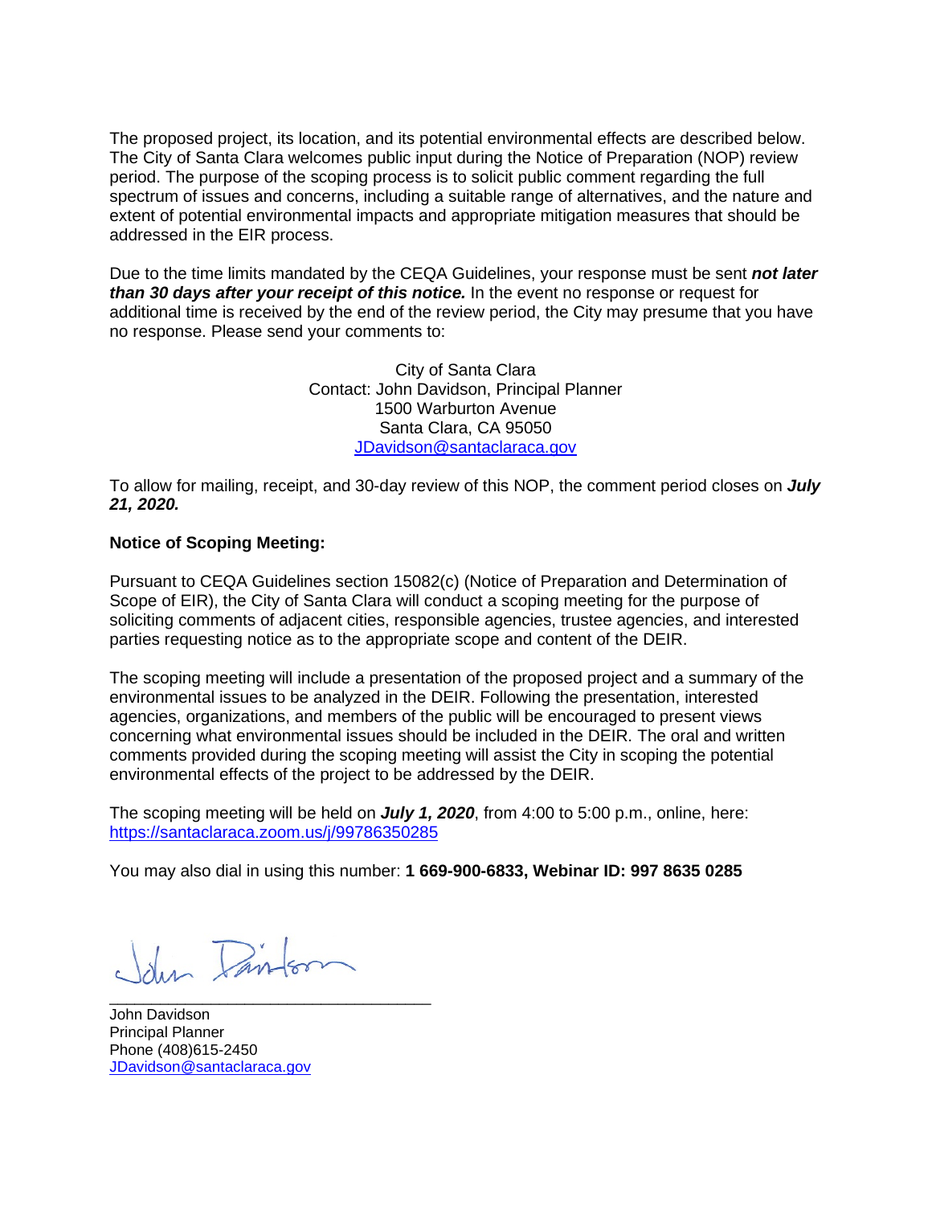The proposed project, its location, and its potential environmental effects are described below. The City of Santa Clara welcomes public input during the Notice of Preparation (NOP) review period. The purpose of the scoping process is to solicit public comment regarding the full spectrum of issues and concerns, including a suitable range of alternatives, and the nature and extent of potential environmental impacts and appropriate mitigation measures that should be addressed in the EIR process.

Due to the time limits mandated by the CEQA Guidelines, your response must be sent ***not later than 30 days after your receipt of this notice.*** In the event no response or request for additional time is received by the end of the review period, the City may presume that you have no response. Please send your comments to:

City of Santa Clara
Contact: John Davidson, Principal Planner
1500 Warburton Avenue
Santa Clara, CA 95050
JDavidson@santaclaraca.gov

To allow for mailing, receipt, and 30-day review of this NOP, the comment period closes on ***July 21, 2020.***

**Notice of Scoping Meeting:**

Pursuant to CEQA Guidelines section 15082(c) (Notice of Preparation and Determination of Scope of EIR), the City of Santa Clara will conduct a scoping meeting for the purpose of soliciting comments of adjacent cities, responsible agencies, trustee agencies, and interested parties requesting notice as to the appropriate scope and content of the DEIR.

The scoping meeting will include a presentation of the proposed project and a summary of the environmental issues to be analyzed in the DEIR. Following the presentation, interested agencies, organizations, and members of the public will be encouraged to present views concerning what environmental issues should be included in the DEIR. The oral and written comments provided during the scoping meeting will assist the City in scoping the potential environmental effects of the project to be addressed by the DEIR.

The scoping meeting will be held on ***July 1, 2020***, from 4:00 to 5:00 p.m., online, here: https://santaclaraca.zoom.us/j/99786350285

You may also dial in using this number: **1 669-900-6833, Webinar ID: 997 8635 0285**

John Davidson
Principal Planner
Phone (408)615-2450
JDavidson@santaclaraca.gov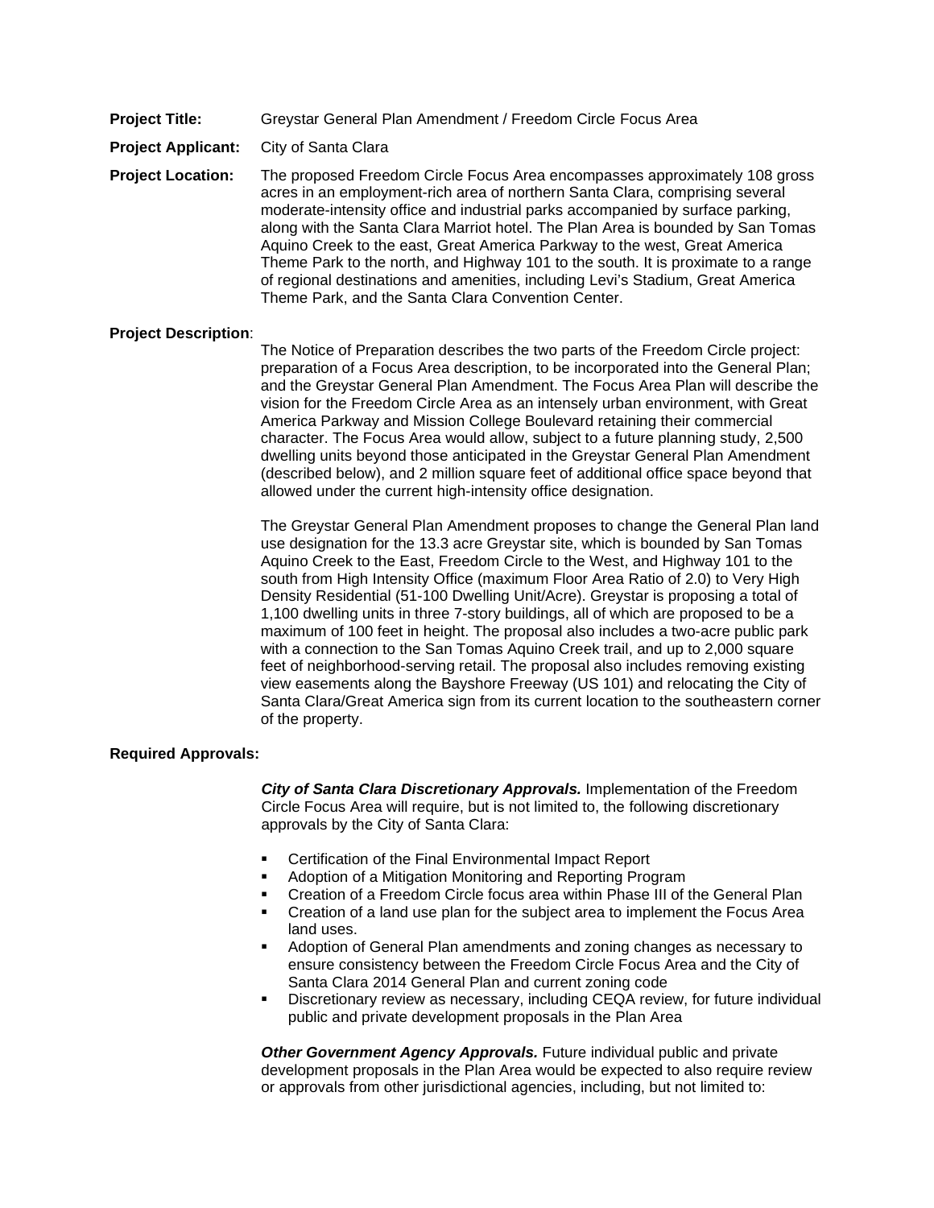**Project Title:** Greystar General Plan Amendment / Freedom Circle Focus Area

**Project Applicant:** City of Santa Clara

**Project Location:** The proposed Freedom Circle Focus Area encompasses approximately 108 gross acres in an employment-rich area of northern Santa Clara, comprising several moderate-intensity office and industrial parks accompanied by surface parking, along with the Santa Clara Marriot hotel. The Plan Area is bounded by San Tomas Aquino Creek to the east, Great America Parkway to the west, Great America Theme Park to the north, and Highway 101 to the south. It is proximate to a range of regional destinations and amenities, including Levi's Stadium, Great America Theme Park, and the Santa Clara Convention Center.

**Project Description**:

The Notice of Preparation describes the two parts of the Freedom Circle project: preparation of a Focus Area description, to be incorporated into the General Plan; and the Greystar General Plan Amendment. The Focus Area Plan will describe the vision for the Freedom Circle Area as an intensely urban environment, with Great America Parkway and Mission College Boulevard retaining their commercial character. The Focus Area would allow, subject to a future planning study, 2,500 dwelling units beyond those anticipated in the Greystar General Plan Amendment (described below), and 2 million square feet of additional office space beyond that allowed under the current high-intensity office designation.

The Greystar General Plan Amendment proposes to change the General Plan land use designation for the 13.3 acre Greystar site, which is bounded by San Tomas Aquino Creek to the East, Freedom Circle to the West, and Highway 101 to the south from High Intensity Office (maximum Floor Area Ratio of 2.0) to Very High Density Residential (51-100 Dwelling Unit/Acre). Greystar is proposing a total of 1,100 dwelling units in three 7-story buildings, all of which are proposed to be a maximum of 100 feet in height. The proposal also includes a two-acre public park with a connection to the San Tomas Aquino Creek trail, and up to 2,000 square feet of neighborhood-serving retail. The proposal also includes removing existing view easements along the Bayshore Freeway (US 101) and relocating the City of Santa Clara/Great America sign from its current location to the southeastern corner of the property.

**Required Approvals:**

***City of Santa Clara Discretionary Approvals.*** Implementation of the Freedom Circle Focus Area will require, but is not limited to, the following discretionary approvals by the City of Santa Clara:

- Certification of the Final Environmental Impact Report
- Adoption of a Mitigation Monitoring and Reporting Program
- Creation of a Freedom Circle focus area within Phase III of the General Plan
- Creation of a land use plan for the subject area to implement the Focus Area land uses.
- Adoption of General Plan amendments and zoning changes as necessary to ensure consistency between the Freedom Circle Focus Area and the City of Santa Clara 2014 General Plan and current zoning code
- Discretionary review as necessary, including CEQA review, for future individual public and private development proposals in the Plan Area

***Other Government Agency Approvals.*** Future individual public and private development proposals in the Plan Area would be expected to also require review or approvals from other jurisdictional agencies, including, but not limited to: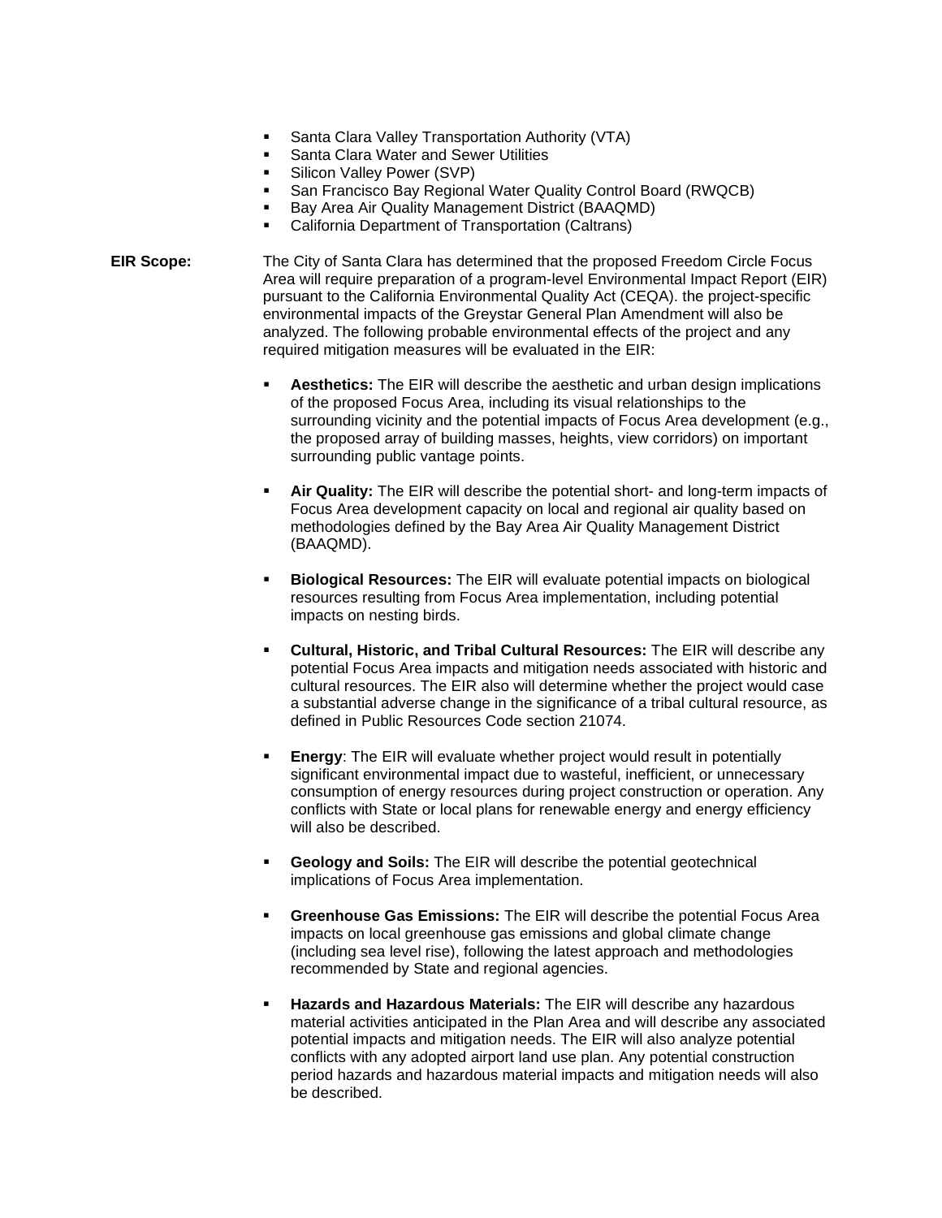- Santa Clara Valley Transportation Authority (VTA)
- Santa Clara Water and Sewer Utilities
- Silicon Valley Power (SVP)
- San Francisco Bay Regional Water Quality Control Board (RWQCB)
- Bay Area Air Quality Management District (BAAQMD)
- California Department of Transportation (Caltrans)

**EIR Scope:** The City of Santa Clara has determined that the proposed Freedom Circle Focus Area will require preparation of a program-level Environmental Impact Report (EIR) pursuant to the California Environmental Quality Act (CEQA). the project-specific environmental impacts of the Greystar General Plan Amendment will also be analyzed. The following probable environmental effects of the project and any required mitigation measures will be evaluated in the EIR:

- **Aesthetics:** The EIR will describe the aesthetic and urban design implications of the proposed Focus Area, including its visual relationships to the surrounding vicinity and the potential impacts of Focus Area development (e.g., the proposed array of building masses, heights, view corridors) on important surrounding public vantage points.

- **Air Quality:** The EIR will describe the potential short- and long-term impacts of Focus Area development capacity on local and regional air quality based on methodologies defined by the Bay Area Air Quality Management District (BAAQMD).

- **Biological Resources:** The EIR will evaluate potential impacts on biological resources resulting from Focus Area implementation, including potential impacts on nesting birds.

- **Cultural, Historic, and Tribal Cultural Resources:** The EIR will describe any potential Focus Area impacts and mitigation needs associated with historic and cultural resources. The EIR also will determine whether the project would case a substantial adverse change in the significance of a tribal cultural resource, as defined in Public Resources Code section 21074.

- **Energy**: The EIR will evaluate whether project would result in potentially significant environmental impact due to wasteful, inefficient, or unnecessary consumption of energy resources during project construction or operation. Any conflicts with State or local plans for renewable energy and energy efficiency will also be described.

- **Geology and Soils:** The EIR will describe the potential geotechnical implications of Focus Area implementation.

- **Greenhouse Gas Emissions:** The EIR will describe the potential Focus Area impacts on local greenhouse gas emissions and global climate change (including sea level rise), following the latest approach and methodologies recommended by State and regional agencies.

- **Hazards and Hazardous Materials:** The EIR will describe any hazardous material activities anticipated in the Plan Area and will describe any associated potential impacts and mitigation needs. The EIR will also analyze potential conflicts with any adopted airport land use plan. Any potential construction period hazards and hazardous material impacts and mitigation needs will also be described.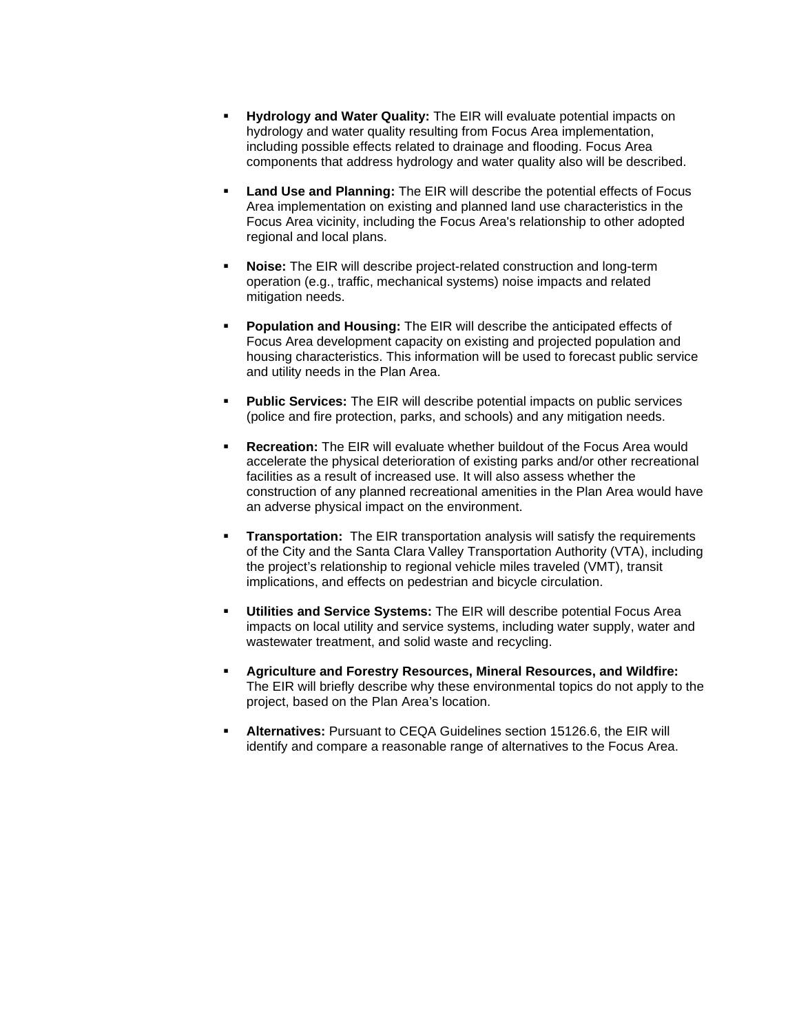- **Hydrology and Water Quality:** The EIR will evaluate potential impacts on hydrology and water quality resulting from Focus Area implementation, including possible effects related to drainage and flooding. Focus Area components that address hydrology and water quality also will be described.

- **Land Use and Planning:** The EIR will describe the potential effects of Focus Area implementation on existing and planned land use characteristics in the Focus Area vicinity, including the Focus Area's relationship to other adopted regional and local plans.

- **Noise:** The EIR will describe project-related construction and long-term operation (e.g., traffic, mechanical systems) noise impacts and related mitigation needs.

- **Population and Housing:** The EIR will describe the anticipated effects of Focus Area development capacity on existing and projected population and housing characteristics. This information will be used to forecast public service and utility needs in the Plan Area.

- **Public Services:** The EIR will describe potential impacts on public services (police and fire protection, parks, and schools) and any mitigation needs.

- **Recreation:** The EIR will evaluate whether buildout of the Focus Area would accelerate the physical deterioration of existing parks and/or other recreational facilities as a result of increased use. It will also assess whether the construction of any planned recreational amenities in the Plan Area would have an adverse physical impact on the environment.

- **Transportation:** The EIR transportation analysis will satisfy the requirements of the City and the Santa Clara Valley Transportation Authority (VTA), including the project's relationship to regional vehicle miles traveled (VMT), transit implications, and effects on pedestrian and bicycle circulation.

- **Utilities and Service Systems:** The EIR will describe potential Focus Area impacts on local utility and service systems, including water supply, water and wastewater treatment, and solid waste and recycling.

- **Agriculture and Forestry Resources, Mineral Resources, and Wildfire:** The EIR will briefly describe why these environmental topics do not apply to the project, based on the Plan Area's location.

- **Alternatives:** Pursuant to CEQA Guidelines section 15126.6, the EIR will identify and compare a reasonable range of alternatives to the Focus Area.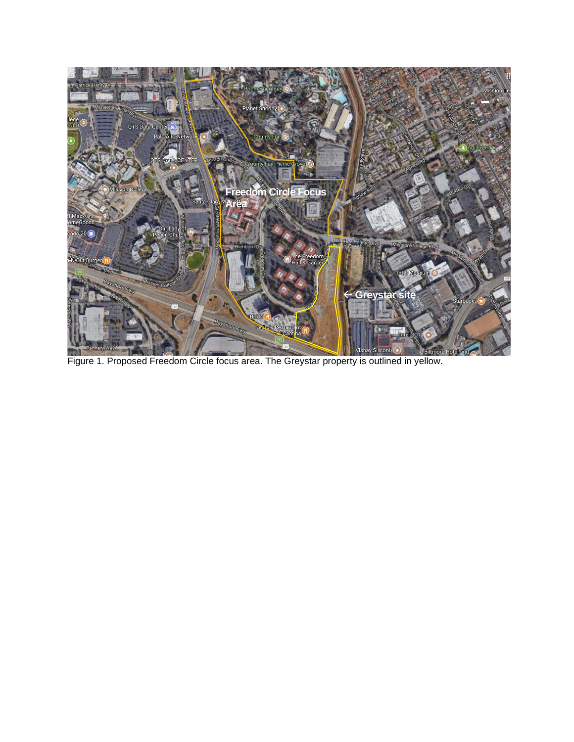Figure 1. Proposed Freedom Circle focus area. The Greystar property is outlined in yellow.